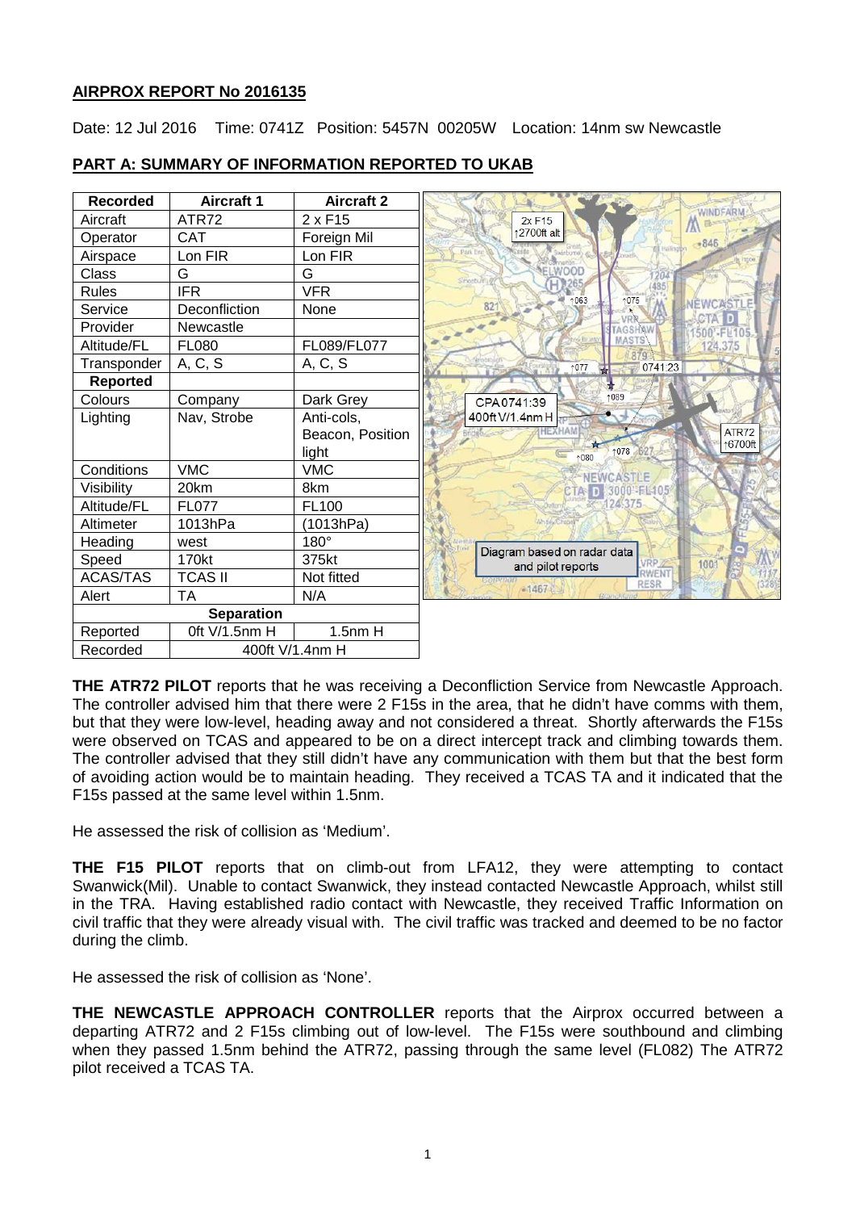## AIRPROX REPORT No 2016135

Date: 12 Jul 2016 Time: 0741Z Position: 5457N 00205W Location: 14nm sw Newcastle

## PART A: SUMMARY OF INFORMATION REPORTED TO UKAB

| Recorded | Aircraft 1 | Aircraft 2 |
|---|---|---|
| Aircraft | ATR72 | 2 x F15 |
| Operator | CAT | Foreign Mil |
| Airspace | Lon FIR | Lon FIR |
| Class | G | G |
| Rules | IFR | VFR |
| Service | Deconfliction | None |
| Provider | Newcastle | |
| Altitude/FL | FL080 | FL089/FL077 |
| Transponder | A, C, S | A, C, S |
| **Reported** | | |
| Colours | Company | Dark Grey |
| Lighting | Nav, Strobe | Anti-cols, Beacon, Position light |
| Conditions | VMC | VMC |
| Visibility | 20km | 8km |
| Altitude/FL | FL077 | FL100 |
| Altimeter | 1013hPa | (1013hPa) |
| Heading | west | 180° |
| Speed | 170kt | 375kt |
| ACAS/TAS | TCAS II | Not fitted |
| Alert | TA | N/A |
| **Separation** | | |
| Reported | 0ft V/1.5nm H | 1.5nm H |
| Recorded | 400ft V/1.4nm H | |

Diagram based on radar data and pilot reports

**THE ATR72 PILOT** reports that he was receiving a Deconfliction Service from Newcastle Approach. The controller advised him that there were 2 F15s in the area, that he didn't have comms with them, but that they were low-level, heading away and not considered a threat. Shortly afterwards the F15s were observed on TCAS and appeared to be on a direct intercept track and climbing towards them. The controller advised that they still didn't have any communication with them but that the best form of avoiding action would be to maintain heading. They received a TCAS TA and it indicated that the F15s passed at the same level within 1.5nm.

He assessed the risk of collision as 'Medium'.

**THE F15 PILOT** reports that on climb-out from LFA12, they were attempting to contact Swanwick(Mil). Unable to contact Swanwick, they instead contacted Newcastle Approach, whilst still in the TRA. Having established radio contact with Newcastle, they received Traffic Information on civil traffic that they were already visual with. The civil traffic was tracked and deemed to be no factor during the climb.

He assessed the risk of collision as 'None'.

**THE NEWCASTLE APPROACH CONTROLLER** reports that the Airprox occurred between a departing ATR72 and 2 F15s climbing out of low-level. The F15s were southbound and climbing when they passed 1.5nm behind the ATR72, passing through the same level (FL082) The ATR72 pilot received a TCAS TA.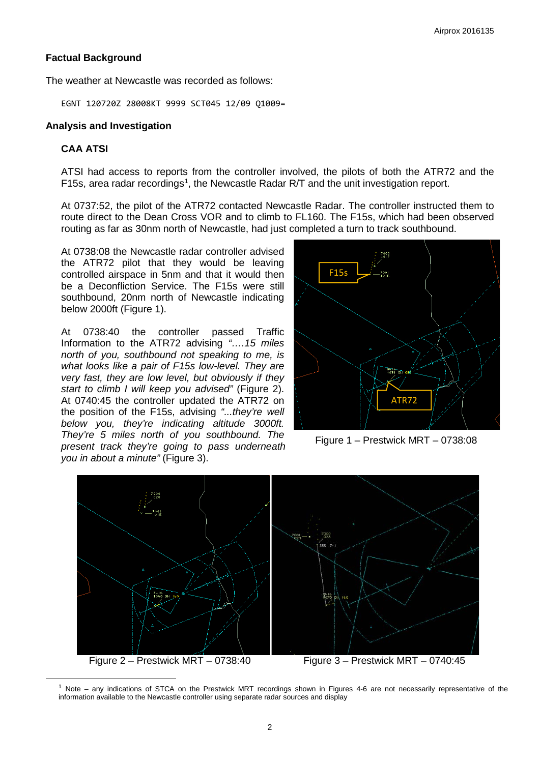## Factual Background

The weather at Newcastle was recorded as follows:

```
EGNT 120720Z 28008KT 9999 SCT045 12/09 Q1009=
```

## Analysis and Investigation

### CAA ATSI

ATSI had access to reports from the controller involved, the pilots of both the ATR72 and the F15s, area radar recordings[1], the Newcastle Radar R/T and the unit investigation report.

At 0737:52, the pilot of the ATR72 contacted Newcastle Radar. The controller instructed them to route direct to the Dean Cross VOR and to climb to FL160. The F15s, which had been observed routing as far as 30nm north of Newcastle, had just completed a turn to track southbound.

At 0738:08 the Newcastle radar controller advised the ATR72 pilot that they would be leaving controlled airspace in 5nm and that it would then be a Deconfliction Service. The F15s were still southbound, 20nm north of Newcastle indicating below 2000ft (Figure 1).

At 0738:40 the controller passed Traffic Information to the ATR72 advising *"….15 miles north of you, southbound not speaking to me, is what looks like a pair of F15s low-level. They are very fast, they are low level, but obviously if they start to climb I will keep you advised"* (Figure 2). At 0740:45 the controller updated the ATR72 on the position of the F15s, advising *"...they're well below you, they're indicating altitude 3000ft. They're 5 miles north of you southbound. The present track they're going to pass underneath you in about a minute"* (Figure 3).

Figure 1 – Prestwick MRT – 0738:08

Figure 2 – Prestwick MRT – 0738:40

Figure 3 – Prestwick MRT – 0740:45

[1] Note – any indications of STCA on the Prestwick MRT recordings shown in Figures 4-6 are not necessarily representative of the information available to the Newcastle controller using separate radar sources and display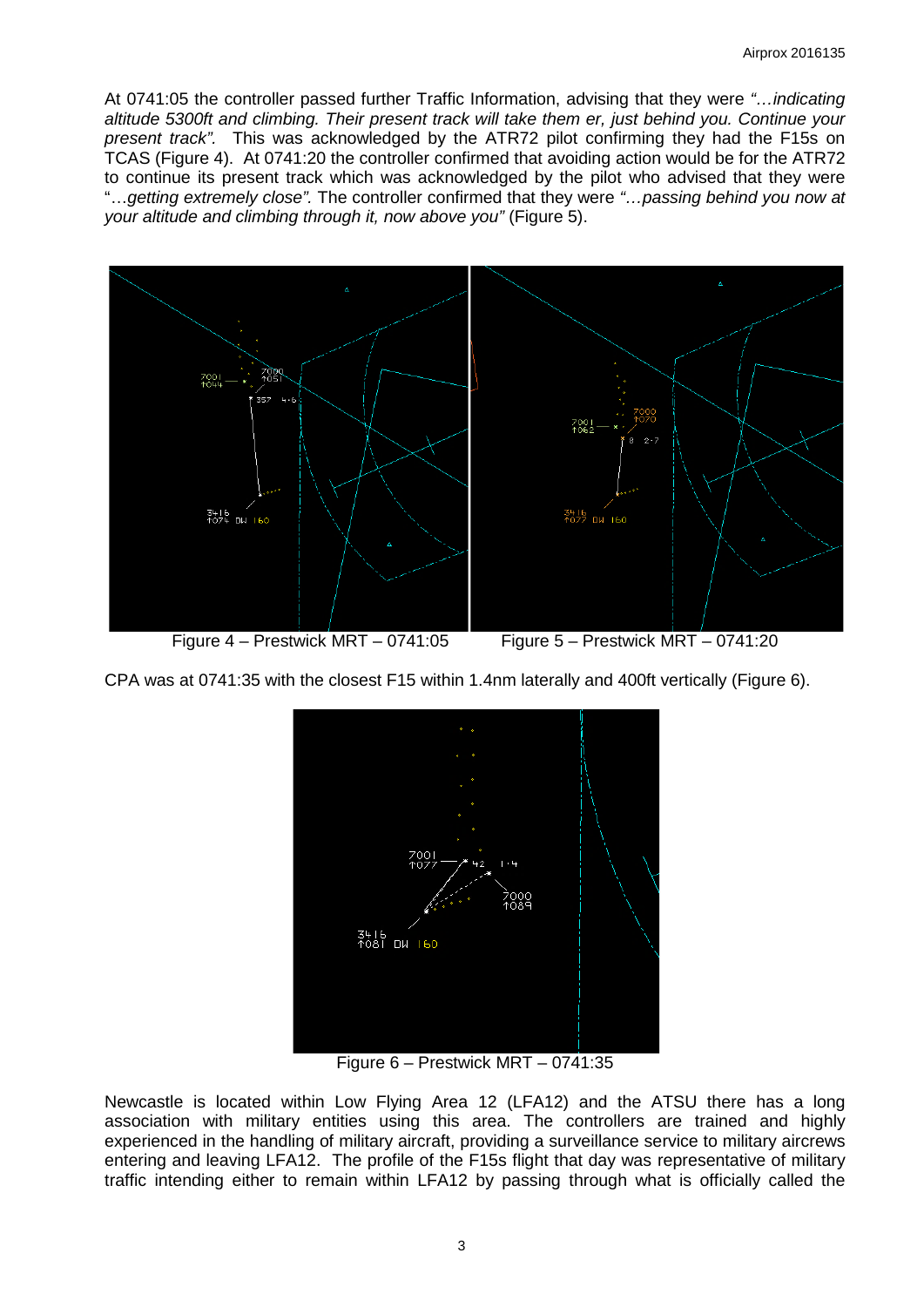At 0741:05 the controller passed further Traffic Information, advising that they were *"…indicating altitude 5300ft and climbing. Their present track will take them er, just behind you. Continue your present track".* This was acknowledged by the ATR72 pilot confirming they had the F15s on TCAS (Figure 4). At 0741:20 the controller confirmed that avoiding action would be for the ATR72 to continue its present track which was acknowledged by the pilot who advised that they were "…*getting extremely close".* The controller confirmed that they were *"…passing behind you now at your altitude and climbing through it, now above you"* (Figure 5).

Figure 4 – Prestwick MRT – 0741:05

Figure 5 – Prestwick MRT – 0741:20

CPA was at 0741:35 with the closest F15 within 1.4nm laterally and 400ft vertically (Figure 6).

Figure 6 – Prestwick MRT – 0741:35

Newcastle is located within Low Flying Area 12 (LFA12) and the ATSU there has a long association with military entities using this area. The controllers are trained and highly experienced in the handling of military aircraft, providing a surveillance service to military aircrews entering and leaving LFA12. The profile of the F15s flight that day was representative of military traffic intending either to remain within LFA12 by passing through what is officially called the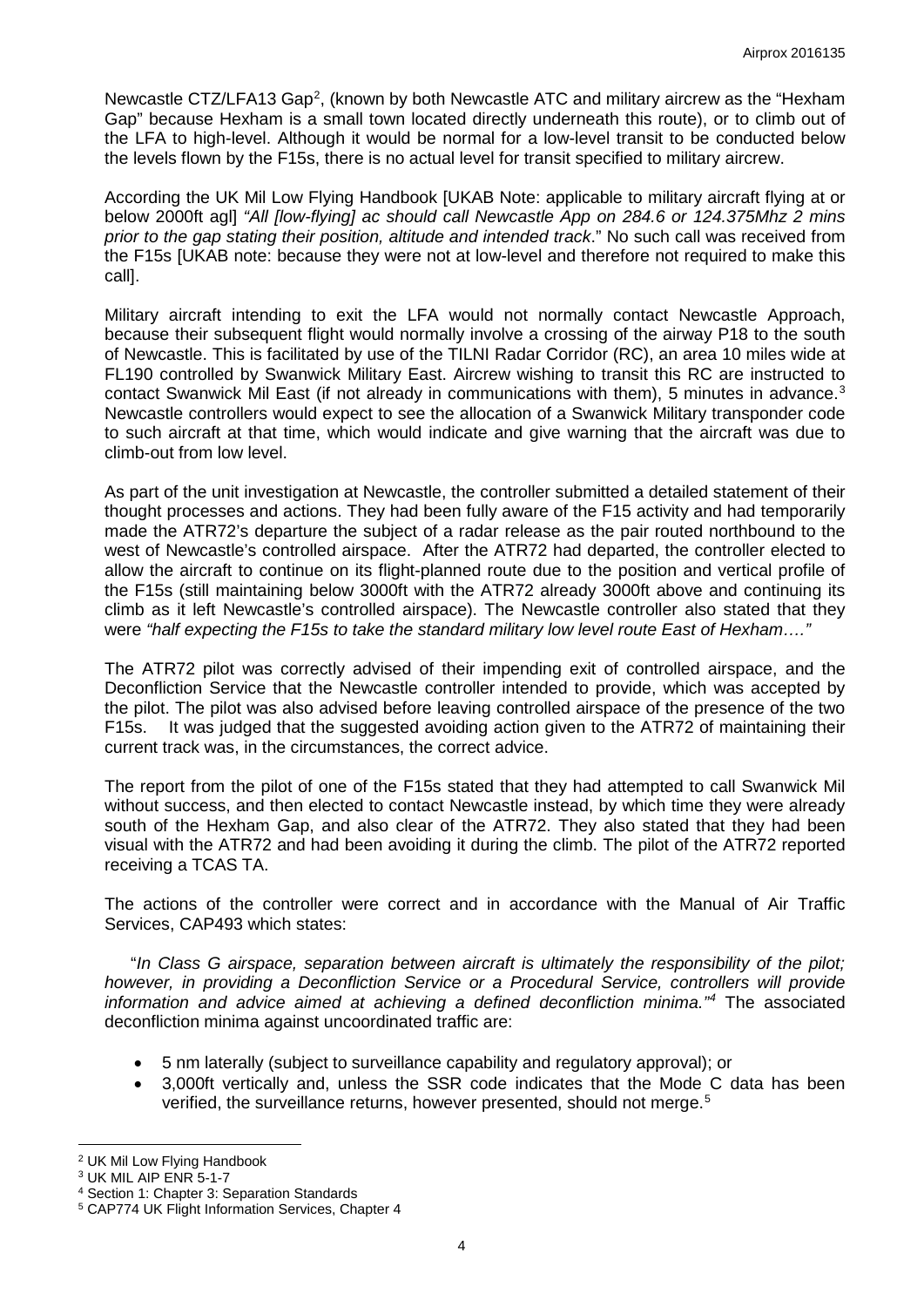Newcastle CTZ/LFA13 Gap[2], (known by both Newcastle ATC and military aircrew as the "Hexham Gap" because Hexham is a small town located directly underneath this route), or to climb out of the LFA to high-level. Although it would be normal for a low-level transit to be conducted below the levels flown by the F15s, there is no actual level for transit specified to military aircrew.

According the UK Mil Low Flying Handbook [UKAB Note: applicable to military aircraft flying at or below 2000ft agl] *"All [low-flying] ac should call Newcastle App on 284.6 or 124.375Mhz 2 mins prior to the gap stating their position, altitude and intended track*." No such call was received from the F15s [UKAB note: because they were not at low-level and therefore not required to make this call].

Military aircraft intending to exit the LFA would not normally contact Newcastle Approach, because their subsequent flight would normally involve a crossing of the airway P18 to the south of Newcastle. This is facilitated by use of the TILNI Radar Corridor (RC), an area 10 miles wide at FL190 controlled by Swanwick Military East. Aircrew wishing to transit this RC are instructed to contact Swanwick Mil East (if not already in communications with them), 5 minutes in advance.[3] Newcastle controllers would expect to see the allocation of a Swanwick Military transponder code to such aircraft at that time, which would indicate and give warning that the aircraft was due to climb-out from low level.

As part of the unit investigation at Newcastle, the controller submitted a detailed statement of their thought processes and actions. They had been fully aware of the F15 activity and had temporarily made the ATR72's departure the subject of a radar release as the pair routed northbound to the west of Newcastle's controlled airspace. After the ATR72 had departed, the controller elected to allow the aircraft to continue on its flight-planned route due to the position and vertical profile of the F15s (still maintaining below 3000ft with the ATR72 already 3000ft above and continuing its climb as it left Newcastle's controlled airspace). The Newcastle controller also stated that they were *"half expecting the F15s to take the standard military low level route East of Hexham…."*

The ATR72 pilot was correctly advised of their impending exit of controlled airspace, and the Deconfliction Service that the Newcastle controller intended to provide, which was accepted by the pilot. The pilot was also advised before leaving controlled airspace of the presence of the two F15s. It was judged that the suggested avoiding action given to the ATR72 of maintaining their current track was, in the circumstances, the correct advice.

The report from the pilot of one of the F15s stated that they had attempted to call Swanwick Mil without success, and then elected to contact Newcastle instead, by which time they were already south of the Hexham Gap, and also clear of the ATR72. They also stated that they had been visual with the ATR72 and had been avoiding it during the climb. The pilot of the ATR72 reported receiving a TCAS TA.

The actions of the controller were correct and in accordance with the Manual of Air Traffic Services, CAP493 which states:

"*In Class G airspace, separation between aircraft is ultimately the responsibility of the pilot; however, in providing a Deconfliction Service or a Procedural Service, controllers will provide information and advice aimed at achieving a defined deconfliction minima."*[4] The associated deconfliction minima against uncoordinated traffic are:

- 5 nm laterally (subject to surveillance capability and regulatory approval); or
- 3,000ft vertically and, unless the SSR code indicates that the Mode C data has been verified, the surveillance returns, however presented, should not merge.[5]

---

[2] UK Mil Low Flying Handbook
[3] UK MIL AIP ENR 5-1-7
[4] Section 1: Chapter 3: Separation Standards
[5] CAP774 UK Flight Information Services, Chapter 4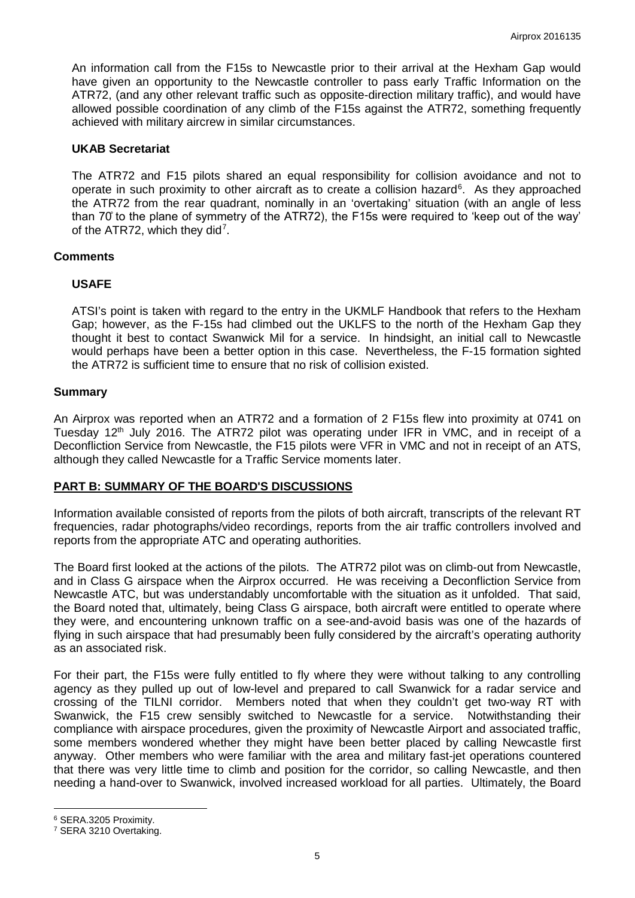An information call from the F15s to Newcastle prior to their arrival at the Hexham Gap would have given an opportunity to the Newcastle controller to pass early Traffic Information on the ATR72, (and any other relevant traffic such as opposite-direction military traffic), and would have allowed possible coordination of any climb of the F15s against the ATR72, something frequently achieved with military aircrew in similar circumstances.

### UKAB Secretariat

The ATR72 and F15 pilots shared an equal responsibility for collision avoidance and not to operate in such proximity to other aircraft as to create a collision hazard[6]. As they approached the ATR72 from the rear quadrant, nominally in an 'overtaking' situation (with an angle of less than 70° to the plane of symmetry of the ATR72), the F15s were required to 'keep out of the way' of the ATR72, which they did[7].

## Comments

### USAFE

ATSI's point is taken with regard to the entry in the UKMLF Handbook that refers to the Hexham Gap; however, as the F-15s had climbed out the UKLFS to the north of the Hexham Gap they thought it best to contact Swanwick Mil for a service. In hindsight, an initial call to Newcastle would perhaps have been a better option in this case. Nevertheless, the F-15 formation sighted the ATR72 is sufficient time to ensure that no risk of collision existed.

## Summary

An Airprox was reported when an ATR72 and a formation of 2 F15s flew into proximity at 0741 on Tuesday 12th July 2016. The ATR72 pilot was operating under IFR in VMC, and in receipt of a Deconfliction Service from Newcastle, the F15 pilots were VFR in VMC and not in receipt of an ATS, although they called Newcastle for a Traffic Service moments later.

## PART B: SUMMARY OF THE BOARD'S DISCUSSIONS

Information available consisted of reports from the pilots of both aircraft, transcripts of the relevant RT frequencies, radar photographs/video recordings, reports from the air traffic controllers involved and reports from the appropriate ATC and operating authorities.

The Board first looked at the actions of the pilots. The ATR72 pilot was on climb-out from Newcastle, and in Class G airspace when the Airprox occurred. He was receiving a Deconfliction Service from Newcastle ATC, but was understandably uncomfortable with the situation as it unfolded. That said, the Board noted that, ultimately, being Class G airspace, both aircraft were entitled to operate where they were, and encountering unknown traffic on a see-and-avoid basis was one of the hazards of flying in such airspace that had presumably been fully considered by the aircraft's operating authority as an associated risk.

For their part, the F15s were fully entitled to fly where they were without talking to any controlling agency as they pulled up out of low-level and prepared to call Swanwick for a radar service and crossing of the TILNI corridor. Members noted that when they couldn't get two-way RT with Swanwick, the F15 crew sensibly switched to Newcastle for a service. Notwithstanding their compliance with airspace procedures, given the proximity of Newcastle Airport and associated traffic, some members wondered whether they might have been better placed by calling Newcastle first anyway. Other members who were familiar with the area and military fast-jet operations countered that there was very little time to climb and position for the corridor, so calling Newcastle, and then needing a hand-over to Swanwick, involved increased workload for all parties. Ultimately, the Board

---

[6] SERA.3205 Proximity.

[7] SERA 3210 Overtaking.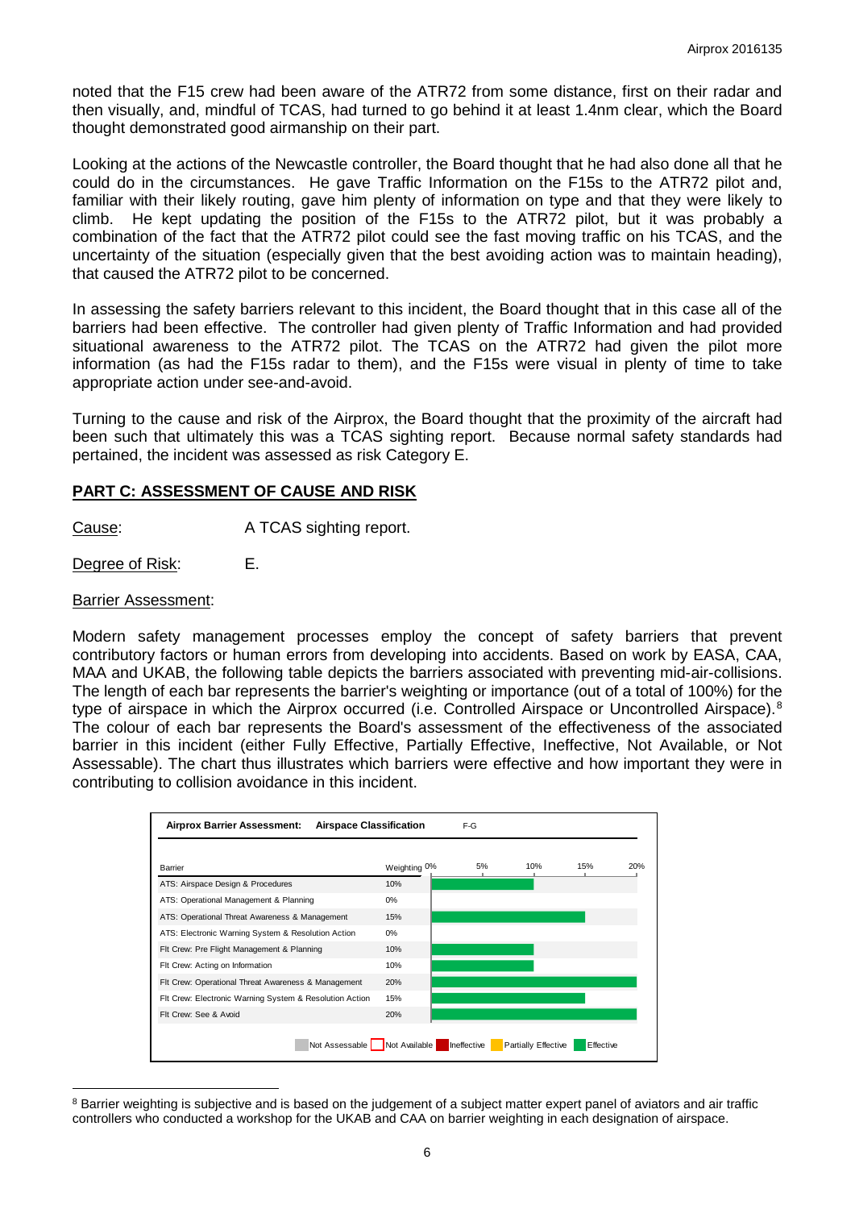noted that the F15 crew had been aware of the ATR72 from some distance, first on their radar and then visually, and, mindful of TCAS, had turned to go behind it at least 1.4nm clear, which the Board thought demonstrated good airmanship on their part.

Looking at the actions of the Newcastle controller, the Board thought that he had also done all that he could do in the circumstances. He gave Traffic Information on the F15s to the ATR72 pilot and, familiar with their likely routing, gave him plenty of information on type and that they were likely to climb. He kept updating the position of the F15s to the ATR72 pilot, but it was probably a combination of the fact that the ATR72 pilot could see the fast moving traffic on his TCAS, and the uncertainty of the situation (especially given that the best avoiding action was to maintain heading), that caused the ATR72 pilot to be concerned.

In assessing the safety barriers relevant to this incident, the Board thought that in this case all of the barriers had been effective. The controller had given plenty of Traffic Information and had provided situational awareness to the ATR72 pilot. The TCAS on the ATR72 had given the pilot more information (as had the F15s radar to them), and the F15s were visual in plenty of time to take appropriate action under see-and-avoid.

Turning to the cause and risk of the Airprox, the Board thought that the proximity of the aircraft had been such that ultimately this was a TCAS sighting report. Because normal safety standards had pertained, the incident was assessed as risk Category E.

## PART C: ASSESSMENT OF CAUSE AND RISK

Cause: A TCAS sighting report.

Degree of Risk: E.

Barrier Assessment:

Modern safety management processes employ the concept of safety barriers that prevent contributory factors or human errors from developing into accidents. Based on work by EASA, CAA, MAA and UKAB, the following table depicts the barriers associated with preventing mid-air-collisions. The length of each bar represents the barrier's weighting or importance (out of a total of 100%) for the type of airspace in which the Airprox occurred (i.e. Controlled Airspace or Uncontrolled Airspace).[8] The colour of each bar represents the Board's assessment of the effectiveness of the associated barrier in this incident (either Fully Effective, Partially Effective, Ineffective, Not Available, or Not Assessable). The chart thus illustrates which barriers were effective and how important they were in contributing to collision avoidance in this incident.

Airprox Barrier Assessment: Airspace Classification F-G

Barrier | Weighting | 0% 5% 10% 15% 20%

ATS: Airspace Design & Procedures 10%
ATS: Operational Management & Planning 0%
ATS: Operational Threat Awareness & Management 15%
ATS: Electronic Warning System & Resolution Action 0%
Flt Crew: Pre Flight Management & Planning 10%
Flt Crew: Acting on Information 10%
Flt Crew: Operational Threat Awareness & Management 20%
Flt Crew: Electronic Warning System & Resolution Action 15%
Flt Crew: See & Avoid 20%

Not Assessable | Not Available | Ineffective | Partially Effective | Effective

[8] Barrier weighting is subjective and is based on the judgement of a subject matter expert panel of aviators and air traffic controllers who conducted a workshop for the UKAB and CAA on barrier weighting in each designation of airspace.